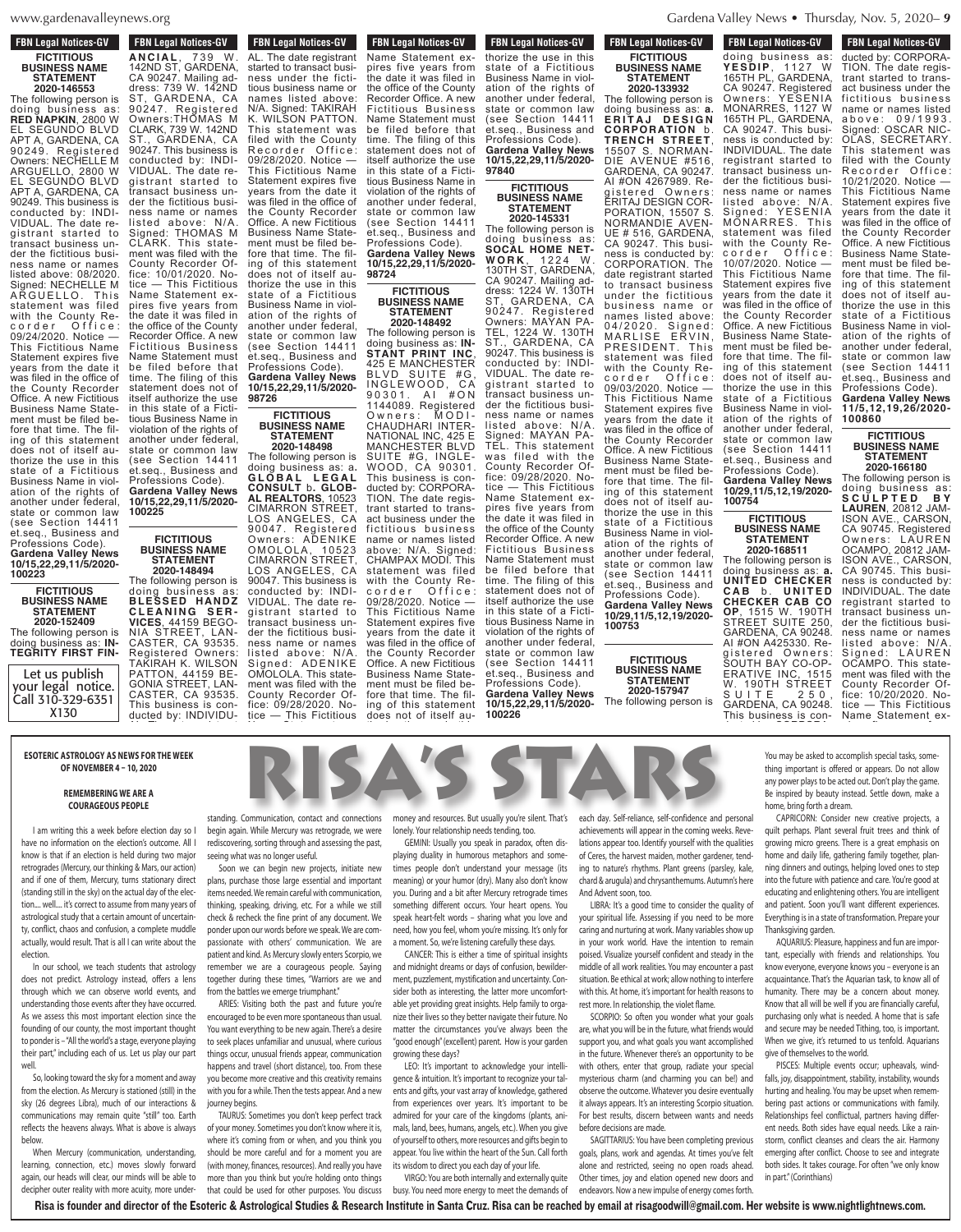FBN Legal Notices-GV

**FICTITIOUS BUSINESS NAME STATEMENT 2020-146553**

The following person is doing business as: **RED NAPKIN**, 2800 W EL SEGUNDO BLVD APT A, GARDENA, CA 90249. Registered Owners: NECHELLE M ARGUELLO, 2800 W EL SEGUNDO BLVD APT A, GARDENA, CA 90249. This business is conducted by: INDIVIDUAL. The date registrant started to transact business under the fictitious business name or names listed above: 08/2020. Signed: NECHELLE M ARGUELLO. This statement was filed with the County Recorder Office: 09/24/2020. Notice — This Fictitious Name Statement expires five years from the date it was filed in the office of the County Recorder Office. A new Fictitious Business Name Statement must be filed before that time. The filing of this statement does not of itself authorize the use in this state of a Fictitious Business Name in violation of the rights of another under federal, state or common law (see Section 14411 et.seq., Business and Professions Code). **Gardena Valley News 10/15,22,29,11/5/2020-100223**

**FICTITIOUS BUSINESS NAME STATEMENT 2020-152409**

The following person is doing business as: **INTEGRITY FIRST FINANCIAL**, 739 W. 142ND ST, GARDENA, CA 90247. Mailing address: 739 W. 142ND ST, GARDENA, CA 90247. Registered Owners: THOMAS M CLARK, 739 W. 142ND ST., GARDENA, CA 90247. This business is conducted by: INDIVIDUAL. The date registrant started to transact business under the fictitious business name or names listed above: N/A. Signed: THOMAS M CLARK. This statement was filed with the County Recorder Office: 10/01/2020. Notice — This Fictitious Name Statement expires five years from the date it was filed in the office of the County Recorder Office. A new Fictitious Business Name Statement must be filed before that time. The filing of this statement does not of itself authorize the use in this state of a Fictitious Business Name in violation of the rights of another under federal, state or common law (see Section 14411 et.seq., Business and Professions Code). **Gardena Valley News 10/15,22,29,11/5/2020-100225**

Let us publish your legal notice. Call 310-329-6351 X130

**FICTITIOUS BUSINESS NAME STATEMENT 2020-148494**

The following person is doing business as: **BLESSED HANDZ CLEANING SERVICES**, 44159 BEGONIA STREET, LANCASTER, CA 93535. Registered Owners: TAKIRAH K. WILSON PATTON, 44159 BEGONIA STREET, LANCASTER, CA 93535. This business is conducted by: INDIVIDUAL. The date registrant started to transact business under the fictitious business name or names listed above: N/A. Signed: TAKIRAH K. WILSON PATTON. This statement was filed with the County Recorder Office: 09/28/2020. Notice — This Fictitious Name Statement expires five years from the date it was filed in the office of the County Recorder Office. A new Fictitious Business Name Statement must be filed before that time. The filing of this statement does not of itself authorize the use in this state of a Fictitious Business Name in violation of the rights of another under federal, state or common law (see Section 14411 et.seq., Business and Professions Code). **Gardena Valley News 10/15,22,29,11/5/2020-98726**

**FICTITIOUS BUSINESS NAME STATEMENT 2020-148498**

The following person is doing business as: a. **GLOBAL LEGAL CONSULT** b. **GLOBAL REALTORS**, 10523 CIMARRON STREET, LOS ANGELES, CA 90047. Registered Owners: ADENIKE OMOLOLA, 10523 CIMARRON STREET, LOS ANGELES, CA 90047. This business is conducted by: INDIVIDUAL. The date registrant started to transact business under the fictitious business name or names listed above: N/A. Signed: ADENIKE OMOLOLA. This statement was filed with the County Recorder Office: 09/28/2020. Notice — This Fictitious Name Statement expires five years from the date it was filed in the office of the County Recorder Office. A new Fictitious Business Name Statement must be filed before that time. The filing of this statement does not of itself authorize the use in this state of a Fictitious Business Name in violation of the rights of another under federal, state or common law (see Section 14411 et.seq., Business and Professions Code). **Gardena Valley News 10/15,22,29,11/5/2020-98724**

**FICTITIOUS BUSINESS NAME STATEMENT 2020-148492**

The following person is doing business as: **INSTANT PRINT INC**, 425 E MANCHESTER BLVD SUITE #G, INGLEWOOD, CA 90301. AI #ON 1144089. Registered Owners: MODI-CHAUDHARI INTERNATIONAL INC, 425 E MANCHESTER BLVD SUITE #G, INGLEWOOD, CA 90301. This business is conducted by: CORPORATION. The date registrant started to transact business under the fictitious business name or names listed above: N/A. Signed: CHAMPAX MODI. This statement was filed with the County Recorder Office: 09/28/2020. Notice — This Fictitious Name Statement expires five years from the date it was filed in the office of the County Recorder Office. A new Fictitious Business Name Statement must be filed before that time. The filing of this statement does not of itself authorize the use in this state of a Fictitious Business Name in violation of the rights of another under federal, state or common law (see Section 14411 et.seq., Business and Professions Code). **Gardena Valley News 10/15,22,29,11/5/2020-97840**

**FICTITIOUS BUSINESS NAME STATEMENT 2020-145331**

The following person is doing business as: **SOCAL HOME NETWORK**, 1224 W. 130TH ST, GARDENA, CA 90247. Mailing address: 1224 W. 130TH ST, GARDENA, CA 90247. Registered Owners: MAYAN PATEL, 1224 W. 130TH ST., GARDENA, CA 90247. This business is conducted by: INDIVIDUAL. The date registrant started to transact business under the fictitious business name or names listed above: N/A. Signed: MAYAN PATEL. This statement was filed with the County Recorder Office: 09/28/2020. Notice — This Fictitious Name Statement expires five years from the date it was filed in the office of the County Recorder Office. A new Fictitious Business Name Statement must be filed before that time. The filing of this statement does not of itself authorize the use in this state of a Fictitious Business Name in violation of the rights of another under federal, state or common law (see Section 14411 et.seq., Business and Professions Code). **Gardena Valley News 10/15,22,29,11/5/2020-100226**

**FICTITIOUS BUSINESS NAME STATEMENT 2020-133932**

The following person is doing business as: **a. ERITAJ DESIGN CORPORATION** b. **TRENCH STREET**, 15507 S. NORMANDIE AVENUE #516, GARDENA, CA 90247. AI #ON 4267989. Registered Owners: ERITAJ DESIGN CORPORATION, 15507 S. NORMANDIE AVENUE # 516, GARDENA, CA 90247. This business is conducted by: CORPORATION. The date registrant started to transact business under the fictitious business name or names listed above: 04/2020. Signed: MARLISE ERVIN, PRESIDENT. This statement was filed with the County Recorder Office: 09/03/2020. Notice — This Fictitious Name Statement expires five years from the date it was filed in the office of the County Recorder Office. A new Fictitious Business Name Statement must be filed before that time. The filing of this statement does not of itself authorize the use in this state of a Fictitious Business Name in violation of the rights of another under federal, state or common law (see Section 14411 et.seq., Business and Professions Code). **Gardena Valley News 10/29,11/5,12,19/2020-100753**

**FICTITIOUS BUSINESS NAME STATEMENT 2020-157947**

The following person is doing business as: **YESDIP**, 1127 W 165TH PL, GARDENA, CA 90247. Registered Owners: YESENIA MONARRES, 1127 W 165TH PL, GARDENA, CA 90247. This business is conducted by: INDIVIDUAL. The date registrant started to transact business under the fictitious business name or names listed above: N/A. Signed: YESENIA MONARRES. This statement was filed with the County Recorder Office: 10/07/2020. Notice — This Fictitious Name Statement expires five years from the date it was filed in the office of the County Recorder Office. A new Fictitious Business Name Statement must be filed before that time. The filing of this statement does not of itself authorize the use in this state of a Fictitious Business Name in violation of the rights of another under federal, state or common law (see Section 14411 et.seq., Business and Professions Code). **Gardena Valley News 10/29,11/5,12,19/2020-100754**

**FICTITIOUS BUSINESS NAME STATEMENT 2020-168511**

The following person is doing business as: **a. UNITED CHECKER CAB** b. **UNITED CHECKER CAB CO OP**, 1515 W. 190TH STREET SUITE 250, GARDENA, CA 90248. AI #ON A425330. Registered Owners: SOUTH BAY CO-OPERATIVE INC, 1515 W. 190TH STREET SUITE 250, GARDENA, CA 90248. This business is conducted by: CORPORATION. The date registrant started to transact business under the fictitious business name or names listed above: 09/1993. Signed: OSCAR NICOLAS, SECRETARY. This statement was filed with the County Recorder Office: 10/21/2020. Notice — This Fictitious Name Statement expires five years from the date it was filed in the office of the County Recorder Office. A new Fictitious Business Name Statement must be filed before that time. The filing of this statement does not of itself authorize the use in this state of a Fictitious Business Name in violation of the rights of another under federal, state or common law (see Section 14411 et.seq., Business and Professions Code). **Gardena Valley News 11/5,12,19,26/2020-100860**

**FICTITIOUS BUSINESS NAME STATEMENT 2020-166180**

The following person is doing business as: **SCULPTED BY LAUREN**, 20812 JAMISON AVE., CARSON, CA 90745. Registered Owners: LAUREN OCAMPO, 20812 JAMISON AVE., CARSON, CA 90745. This business is conducted by: INDIVIDUAL. The date registrant started to transact business under the fictitious business name or names listed above: N/A. Signed: LAUREN OCAMPO. This statement was filed with the County Recorder Office: 10/20/2020. Notice — This Fictitious Name Statement ex-

# RISA'S STARS

**ESOTERIC ASTROLOGY AS NEWS FOR THE WEEK OF NOVEMBER 4 – 10, 2020**

**REMEMBERING WE ARE A COURAGEOUS PEOPLE**

I am writing this a week before election day so I have no information on the election's outcome. All I know is that if an election is held during two major retrogrades (Mercury, our thinking & Mars, our action) and if one of them, Mercury, turns stationary direct (standing still in the sky) on the actual day of the election.... well.... it's correct to assume from many years of astrological study that a certain amount of uncertainty, conflict, chaos and confusion, a complete muddle actually, would result. That is all I can write about the election.

In our school, we teach students that astrology does not predict. Astrology instead, offers a lens through which we can observe world events, and understanding those events after they have occurred. As we assess this most important election since the founding of our county, the most important thought to ponder is – "All the world's a stage, everyone playing their part," including each of us. Let us play our part well.

So, looking toward the sky for a moment and away from the election. As Mercury is stationed (still) in the sky (26 degrees Libra), much of our interactions & communications may remain quite "still" too. Earth reflects the heavens always. What is above is always below.

When Mercury (communication, understanding, learning, connection, etc.) moves slowly forward again, our heads will clear, our minds will be able to decipher outer reality with more acuity, more understanding. Communication, contact and connections begin again. While Mercury was retrograde, we were rediscovering, sorting through and assessing the past, seeing what was no longer useful.

Soon we can begin new projects, initiate new plans, purchase those large essential and important items needed. We remain careful with communication, thinking, speaking, driving, etc. For a while we still check & recheck the fine print of any document. We ponder upon our words before we speak. We are compassionate with others' communication. We are patient and kind. As Mercury slowly enters Scorpio, we remember we are a courageous people. Saying together during these times, "Warriors are we and from the battles we emerge triumphant."

ARIES: Visiting both the past and future you're encouraged to be even more spontaneous than usual. You want everything to be new again. There's a desire to seek places unfamiliar and unusual, where curious things occur, unusual friends appear, communication happens and travel (short distance), too. From these you become more creative and this creativity remains with you for a while. Then the tests appear. And a new journey begins.

TAURUS: Sometimes you don't keep perfect track of your money. Sometimes you don't know where it is, where it's coming from or when, and you think you should be more careful and for a moment you are (with money, finances, resources). And really you have more than you think but you're holding onto things that could be used for other purposes. You discuss money and resources. But usually you're silent. That's lonely. Your relationship needs tending, too.

GEMINI: Usually you speak in paradox, often displaying duality in humorous metaphors and sometimes people don't understand your message (its meaning) or your humor (dry). Many also don't know you. During and a bit after Mercury retrograde times something different occurs. Your heart opens. You speak heart-felt words – sharing what you love and need, how you feel, whom you're missing. It's only for a moment. So, we're listening carefully these days.

CANCER: This is either a time of spiritual insights and midnight dreams or days of confusion, bewilderment, puzzlement, mystification and uncertainty. Consider both as interesting, the latter more uncomfortable yet providing great insights. Help family to organize their lives so they better navigate their future. No matter the circumstances you've always been the "good enough" (excellent) parent. How is your garden growing these days?

LEO: It's important to acknowledge your intelligence & intuition. It's important to recognize your talents and gifts, your vast array of knowledge, gathered from experiences over years. It's important to be admired for your care of the kingdoms (plants, animals, land, bees, humans, angels, etc.). When you give of yourself to others, more resources and gifts begin to appear. You live within the heart of the Sun. Call forth its wisdom to direct you each day of your life.

VIRGO: You are both internally and externally quite busy. You need more energy to meet the demands of each day. Self-reliance, self-confidence and personal achievements will appear in the coming weeks. Revelations appear too. Identify yourself with the qualities of Ceres, the harvest maiden, mother gardener, tending to nature's rhythms. Plant greens (parsley, kale, chard & arugula) and chrysanthemums. Autumn's here And Advent soon, too.

LIBRA: It's a good time to consider the quality of your spiritual life. Assessing if you need to be more caring and nurturing at work. Many variables show up in your work world. Have the intention to remain poised. Visualize yourself confident and steady in the middle of all work realities. You may encounter a past situation. Be ethical at work; allow nothing to interfere with this. At home, it's important for health reasons to rest more. In relationship, the violet flame.

SCORPIO: So often you wonder what your goals are, what you will be in the future, what friends would support you, and what goals you want accomplished in the future. Whenever there's an opportunity to be with others, enter that group, radiate your special mysterious charm (and charming you can be!) and observe the outcome. Whatever you desire eventually it always appears. It's an interesting Scorpio situation. For best results, discern between wants and needs before decisions are made.

SAGITTARIUS: You have been completing previous goals, plans, work and agendas. At times you've felt alone and restricted, seeing no open roads ahead. Other times, joy and elation opened new doors and endeavors. Now a new impulse of energy comes forth. You may be asked to accomplish special tasks, something important is offered or appears. Do not allow any power plays to be acted out. Don't play the game. Be inspired by beauty instead. Settle down, make a home, bring forth a dream.

CAPRICORN: Consider new creative projects, a quilt perhaps. Plant several fruit trees and think of growing micro greens. There is a great emphasis on home and daily life, gathering family together, planning dinners and outings, helping loved ones to step into the future with patience and care. You're good at educating and enlightening others. You are intelligent and patient. Soon you'll want different experiences. Everything is in a state of transformation. Prepare your Thanksgiving garden.

AQUARIUS: Pleasure, happiness and fun are important, especially with friends and relationships. You know everyone, everyone knows you – everyone is an acquaintance. That's the Aquarian task, to know all of humanity. There may be a concern about money. Know that all will be well if you are financially careful, purchasing only what is needed. A home that is safe and secure may be needed Tithing, too, is important. When we give, it's returned to us tenfold. Aquarians give of themselves to the world.

PISCES: Multiple events occur; upheavals, windfalls, joy, disappointment, stability, instability, wounds hurting and healing. You may be upset when remembering past actions or communications with family. Relationships feel conflictual, partners having different needs. Both sides have equal needs. Like a rainstorm, conflict cleanses and clears the air. Harmony emerging after conflict. Choose to see and integrate both sides. It takes courage. For often "we only know in part." (Corinthians)

**Risa is founder and director of the Esoteric & Astrological Studies & Research Institute in Santa Cruz. Risa can be reached by email at risagoodwill@gmail.com. Her website is www.nightlightnews.com.**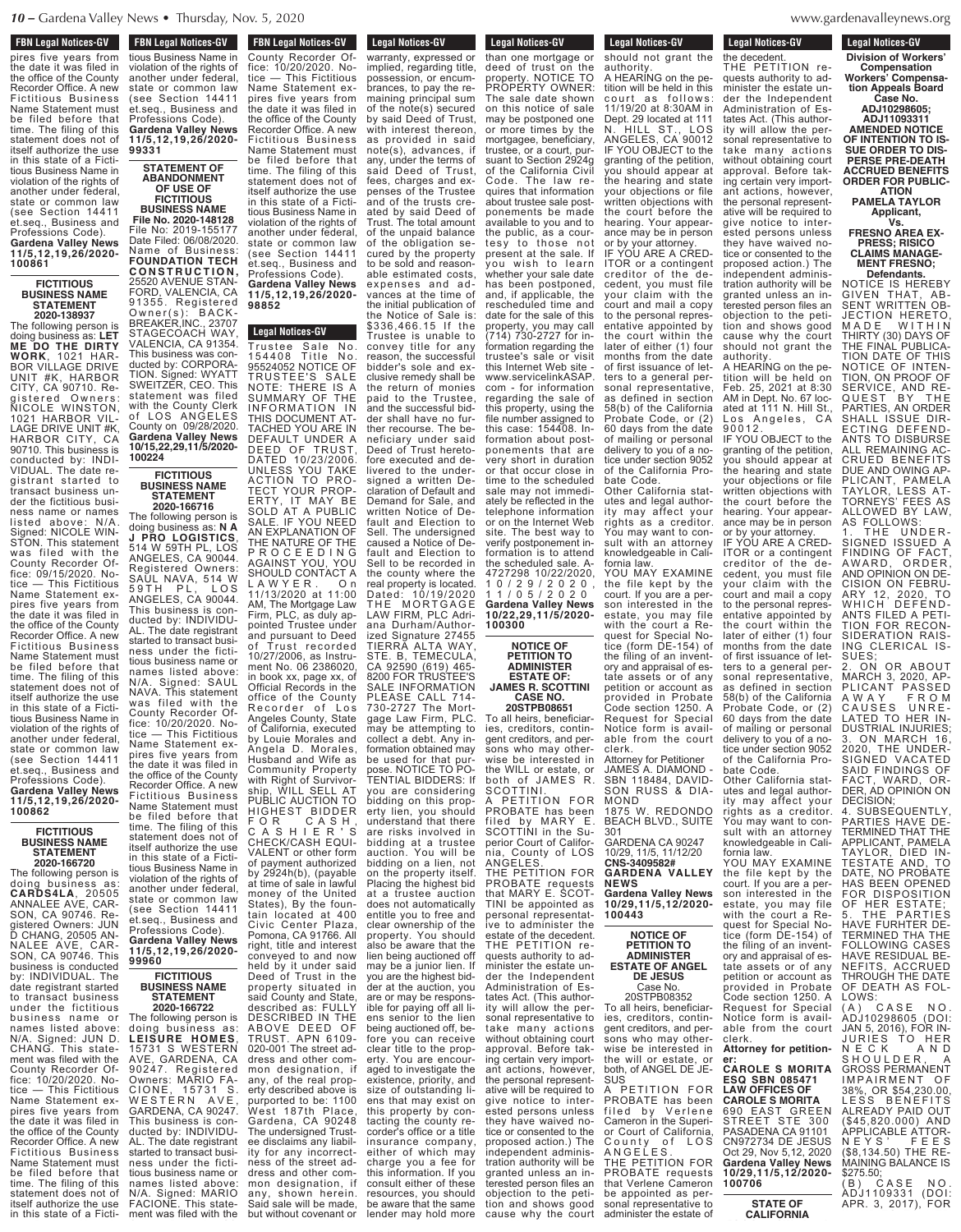**FBN Legal Notices-GV**

pires five years from the date it was filed in the office of the County Recorder Office. A new Fictitious Business Name Statement must be filed before that time. The filing of this statement does not of itself authorize the use in this state of a Fictitious Business Name in violation of the rights of another under federal, state or common law (see Section 14411 et.seq., Business and Professions Code).
**Gardena Valley News 11/5,12,19,26/2020-100861**

**FICTITIOUS BUSINESS NAME STATEMENT 2020-138937**

The following person is doing business as: **LET ME DO THE DIRTY WORK**, 1021 HARBOR VILLAGE DRIVE UNIT #K, HARBOR CITY, CA 90710. Registered Owners: NICOLE WINSTON, 1021 HARBOR VILLAGE DRIVE UNIT #K, HARBOR CITY, CA 90710. This business is conducted by: INDIVIDUAL. The date registrant started to transact business under the fictitious business name or names listed above: N/A. Signed: NICOLE WINSTON. This statement was filed with the County Recorder Office: 09/15/2020. Notice — This Fictitious Name Statement expires five years from the date it was filed in the office of the County Recorder Office. A new Fictitious Business Name Statement must be filed before that time. The filing of this statement does not of itself authorize the use in this state of a Fictitious Business Name in violation of the rights of another under federal, state or common law (see Section 14411 et.seq., Business and Professions Code).
**Gardena Valley News 11/5,12,19,26/2020-100862**

**FICTITIOUS BUSINESS NAME STATEMENT 2020-166720**

The following person is doing business as: **CARDS4LA**, 20505 ANNALEE AVE, CARSON, CA 90746. Registered Owners: JUN D CHANG, 20505 ANNALEE AVE, CARSON, CA 90746. This business is conducted by: INDIVIDUAL. The date registrant started to transact business under the fictitious business name or names listed above: N/A. Signed: JUN D. CHANG. This statement was filed with the County Recorder Office: 10/20/2020. Notice — This Fictitious Name Statement expires five years from the date it was filed in the office of the County Recorder Office. A new Fictitious Business Name Statement must be filed before that time. The filing of this statement does not of itself authorize the use in this state of a Fictitious Business Name in violation of the rights of another under federal, state or common law (see Section 14411 et.seq., Business and Professions Code).
**Gardena Valley News 11/5,12,19,26/2020-99331**

**STATEMENT OF ABANDONMENT OF USE OF FICTITIOUS BUSINESS NAME**
**File No. 2020-148128**
File No: 2019-155177
Date Filed: 06/08/2020.
Name of Business: **FOUNDATION TECH CONSTRUCTION**, 25520 AVENUE STANFORD, VALENCIA, CA 91355. Registered Owner(s): BACKBREAKER,INC., 23707 STAGECOACH WAY, VALENCIA, CA 91354. This business was conducted by: CORPORATION. Signed: WYATT SWEITZER, CEO. This statement was filed with the County Clerk of LOS ANGELES County on 09/28/2020.
**Gardena Valley News 10/15,22,29,11/5/2020-100224**

**FICTITIOUS BUSINESS NAME STATEMENT 2020-166716**

The following person is doing business as: **N A J PRO LOGISTICS**, 514 W 59TH PL, LOS ANGELES, CA 90044. Registered Owners: SAUL NAVA, 514 W 59TH PL, LOS ANGELES, CA 90044. This business is conducted by: INDIVIDUAL. The date registrant started to transact business under the fictitious business name or names listed above: N/A. Signed: SAUL NAVA. This statement was filed with the County Recorder Office: 10/20/2020. Notice — This Fictitious Name Statement expires five years from the date it was filed in the office of the County Recorder Office. A new Fictitious Business Name Statement must be filed before that time. The filing of this statement does not of itself authorize the use in this state of a Fictitious Business Name in violation of the rights of another under federal, state or common law (see Section 14411 et.seq., Business and Professions Code).
**Gardena Valley News 11/5,12,19,26/2020-99960**

**FICTITIOUS BUSINESS NAME STATEMENT 2020-166722**

The following person is doing business as: **LEISURE HOMES**, 15731 S WESTERN AVE, GARDENA, CA 90247. Registered Owners: MARIO FACIONE, 15731 S. WESTERN AVE, GARDENA, CA 90247. This business is conducted by: INDIVIDUAL. The date registrant started to transact business under the fictitious business name or names listed above: N/A. Signed: MARIO FACIONE. This statement was filed with the County Recorder Office: 10/20/2020. Notice — This Fictitious Name Statement expires five years from the date it was filed in the office of the County Recorder Office. A new Fictitious Business Name Statement must be filed before that time. The filing of this statement does not of itself authorize the use in this state of a Fictitious Business Name in violation of the rights of another under federal, state or common law (see Section 14411 et.seq., Business and Professions Code).
**Gardena Valley News 11/5,12,19,26/2020-98852**

**Legal Notices-GV**

Trustee Sale No. 154408 Title No. 95524052 NOTICE OF TRUSTEE'S SALE NOTE: THERE IS A SUMMARY OF THE INFORMATION IN THIS DOCUMENT ATTACHED YOU ARE IN DEFAULT UNDER A DEED OF TRUST, DATED 10/23/2006 UNLESS YOU TAKE ACTION TO PROTECT YOUR PROPERTY, IT MAY BE SOLD AT A PUBLIC SALE. IF YOU NEED AN EXPLANATION OF THE NATURE OF THE PROCEEDING AGAINST YOU, YOU SHOULD CONTACT A LAWYER. On 11/13/2020 at 11:00 AM, The Mortgage Law Firm, PLC, as duly appointed Trustee under and pursuant to Deed of Trust recorded 10/27/2006, as Instrument No. 06 2386020, in book xx, page xx, of Official Records in the office of the County Recorder of Los Angeles County, State of California, executed by Louie Morales and Angela D. Morales, Husband and Wife as Community Property with Right of Survivorship, WILL SELL AT PUBLIC AUCTION TO HIGHEST BIDDER FOR CASH, CASHIER'S CHECK/CASH EQUIVALENT or other form of payment authorized by 2924h(b), (payable at time of sale in lawful money of the United States), By the fountain located at 400 Civic Center Plaza, Pomona, CA 91766. All right, title and interest conveyed to and now held by it under said Deed of Trust in the property situated in said County and State, described as: FULLY DESCRIBED IN THE ABOVE DEED OF TRUST. APN 6109-020-001 The street address and other common designation, if any, of the real property described above is purported to be: 1100 West 187th Place, Gardena, CA 90248 The undersigned Trustee disclaims any liability for any incorrectness of the street address and other common designation, if any, shown herein. Said sale will be made, but without covenant or warranty, expressed or implied, regarding title, possession, or encumbrances, to pay the remaining principal sum of the note(s) secured by said Deed of Trust, with interest thereon, as provided in said note(s), advances, if any, under the terms of said Deed of Trust, fees, charges and expenses of the Trustee and of the trusts created by said Deed of Trust. The total amount of the unpaid balance of the obligation secured by the property to be sold and reasonable estimated costs, expenses and advances at the time of the initial publication of the Notice of Sale is: $336,466.15 If the Trustee is unable to convey title for any reason, the successful bidder's sole and exclusive remedy shall be the return of monies paid to the Trustee, and the successful bidder shall have no further recourse. The beneficiary under said Deed of Trust heretofore executed and delivered to the undersigned a written Declaration of Default and Demand for Sale, and written Notice of Default and Election to Sell. The undersigned caused a Notice of Default and Election to Sell to be recorded in the county where the real property is located. Dated: 10/19/2020 THE MORTGAGE LAW FIRM, PLC Adriana Durham/Authorized Signature 27455 TIERRA ALTA WAY, STE. B, TEMECULA, CA 92590 (619) 465-8200 FOR TRUSTEE'S SALE INFORMATION PLEASE CALL 714-730-2727 The Mortgage Law Firm, PLC. may be attempting to collect a debt. Any information obtained may be used for that purpose. NOTICE TO POTENTIAL BIDDERS: If you are considering bidding on this property lien, you should understand that there are risks involved in bidding at a trustee auction. You will be bidding on a lien, not on the property itself. Placing the highest bid at a trustee auction does not automatically entitle you to free and clear ownership of the property. You should also be aware that the lien being auctioned off may be a junior lien. If you are the highest bidder at the auction, you are or may be responsible for paying off all liens senior to the lien being auctioned off, before you can receive clear title to the property. You are encouraged to investigate the existence, priority, and size of outstanding liens that may exist on this property by contacting the county recorder's office or a title insurance company, either of which may charge you a fee for this information. If you consult either of these resources, you should be aware that the same lender may hold more than one mortgage or deed of trust on the property. NOTICE TO PROPERTY OWNER: The sale date shown on this notice of sale may be postponed one or more times by the mortgagee, beneficiary, trustee, or a court, pursuant to Section 2924g of the California Civil Code. The law requires that information about trustee sale postponements be made available to you and to the public, as a courtesy to those not present at the sale. If you wish to learn whether your sale date has been postponed, and, if applicable, the rescheduled time and date for the sale of this property, you may call (714) 730-2727 for information regarding the trustee's sale or visit this Internet Web site - www.servicelinkASAP.com - for information regarding the sale of this property, using the file number assigned to this case: 154408. Information about postponements that are very short in duration or that occur close in time to the scheduled sale may not immediately be reflected in the telephone information or on the Internet Web site. The best way to verify postponement information is to attend the scheduled sale. A-4727298 10/22/2020, 10/29/2020, 11/05/2020
**Gardena Valley News 10/22,29,11/5/2020-100300**

**NOTICE OF PETITION TO ADMINISTER ESTATE OF: JAMES R. SCOTTINI CASE NO. 20STPB08651**

To all heirs, beneficiaries, creditors, contingent creditors, and persons who may otherwise be interested in the WILL or estate, or both of JAMES R. SCOTTINI.

A PETITION FOR PROBATE has been filed by MARY E. SCOTTINI in the Superior Court of California, County of LOS ANGELES.

THE PETITION FOR PROBATE requests that MARY E. SCOTTINI be appointed as personal representative to administer the estate of the decedent.

THE PETITION requests authority to administer the estate under the Independent Administration of Estates Act. (This authority will allow the personal representative to take many actions without obtaining court approval. Before taking certain very important actions, however, the personal representative will be required to give notice to interested persons unless they have waived notice or consented to the proposed action.) The independent administration authority will be granted unless an interested person files an objection to the petition and shows good cause why the court should not grant the authority.

A HEARING on the petition will be held in this court as follows: 11/19/20 at 8:30AM in Dept. 29 located at 111 N. HILL ST., LOS ANGELES, CA 90012

IF YOU OBJECT to the granting of the petition, you should appear at the hearing and state your objections or file written objections with the court before the hearing. Your appearance may be in person or by your attorney.

IF YOU ARE A CREDITOR or a contingent creditor of the decedent, you must file your claim with the court and mail a copy to the personal representative appointed by the court within the later of either (1) four months from the date of first issuance of letters to a general personal representative, as defined in section 58(b) of the California Probate Code, or (2) 60 days from the date of mailing or personal delivery to you of a notice under section 9052 of the California Probate Code.

Other California statutes and legal authority may affect your rights as a creditor. You may want to consult with an attorney knowledgeable in California law.

YOU MAY EXAMINE the file kept by the court. If you are a person interested in the estate, you may file with the court a Request for Special Notice (form DE-154) of the filing of an inventory and appraisal of estate assets or of any petition or account as provided in Probate Code section 1250. A Request for Special Notice form is available from the court clerk.

Attorney for Petitioner
JAMES A. DIAMOND - SBN 118484, DAVIDSON RUSS & DIAMOND
1875 W. REDONDO BEACH BLVD., SUITE 301
GARDENA CA 90247
10/29, 11/5, 11/12/20
**CNS-3409582#**
**GARDENA VALLEY NEWS**
**Gardena Valley News 10/29,11/5,12/2020-100443**

**NOTICE OF PETITION TO ADMINISTER ESTATE OF ANGEL DE JESUS**
Case No. 20STPB08352

To all heirs, beneficiaries, creditors, contingent creditors, and persons who may otherwise be interested in the will or estate, or both, of ANGEL DE JESUS

A PETITION FOR PROBATE has been filed by Verlene Cameron in the Superior Court of California, County of LOS ANGELES.

THE PETITION FOR PROBATE requests that Verlene Cameron be appointed as personal representative to administer the estate of the decedent.

THE PETITION requests authority to administer the estate under the Independent Administration of Estates Act. (This authority will allow the personal representative to take many actions without obtaining court approval. Before taking certain very important actions, however, the personal representative will be required to give notice to interested persons unless they have waived notice or consented to the proposed action.) The independent administration authority will be granted unless an interested person files an objection to the petition and shows good cause why the court should not grant the authority.

A HEARING on the petition will be held on Feb. 25, 2021 at 8:30 AM in Dept. No. 67 located at 111 N. Hill St., Los Angeles, CA 90012.

IF YOU OBJECT to the granting of the petition, you should appear at the hearing and state your objections or file written objections with the court before the hearing. Your appearance may be in person or by your attorney.

IF YOU ARE A CREDITOR or a contingent creditor of the decedent, you must file your claim with the court and mail a copy to the personal representative appointed by the court within the later of either (1) four months from the date of first issuance of letters to a general personal representative, as defined in section 58(b) of the California Probate Code, or (2) 60 days from the date of mailing or personal delivery to you of a notice under section 9052 of the California Probate Code.

Other California statutes and legal authority may affect your rights as a creditor. You may want to consult with an attorney knowledgeable in California law.

YOU MAY EXAMINE the file kept by the court. If you are a person interested in the estate, you may file with the court a Request for Special Notice (form DE-154) of the filing of an inventory and appraisal of estate assets or of any petition or account as provided in Probate Code section 1250. A Request for Special Notice form is available from the court clerk.

**Attorney for petitioner:**
**CAROLE S MORITA ESQ SBN 085471**
**LAW OFFICES OF CAROLE S MORITA**
690 EAST GREEN STREET STE 300
PASADENA CA 91101
CN972734 DE JESUS Oct 29, Nov 5,12, 2020
**Gardena Valley News 10/29,11/5,12/2020-100706**

**STATE OF CALIFORNIA**
**Division of Workers' Compensation**
**Workers' Compensation Appeals Board**
**Case No. ADJ10298605; ADJ11093311**
**AMENDED NOTICE OF INTENTION TO ISSUE ORDER TO DISPERSE PRE-DEATH ACCRUED BENEFITS ORDER FOR PUBLICATION**
**PAMELA TAYLOR**
**Applicant,**
**Vs.**
**FRESNO AREA EXPRESS; RISICO CLAIMS MANAGEMENT FRESNO;**
**Defendants.**

NOTICE IS HEREBY GIVEN THAT, ABSENT WRITTEN OBJECTION HERETO, MADE WITHIN THIRTY (30) DAYS OF THE FINAL PUBLICATION DATE OF THIS NOTICE OF INTENTION, ON PROOF OF SERVICE, AND REQUEST BY THE PARTIES, AN ORDER SHALL ISSUE DIRECTING DEFENDANTS TO DISBURSE ALL REMAINING ACCRUED BENEFITS DUE AND OWING APPLICANT, PAMELA TAYLOR, LESS ATTORNEYS' FEES AS ALLOWED BY LAW, AS FOLLOWS:

1. THE UNDERSIGNED ISSUED A FINDING OF FACT, AWARD, ORDER, AND OPINION ON DECISION ON FEBRUARY 12, 2020, TO WHICH DEFENDANTS FILED A PETITION FOR RECONSIDERATION RAISING CLERICAL ISSUES;
2. ON OR ABOUT MARCH 3, 2020, APPLICANT PASSED AWAY FROM CAUSES UNRELATED TO HER INDUSTRIAL INJURIES;
3. ON MARCH 16, 2020, THE UNDERSIGNED VACATED SAID FINDINGS OF FACT, AWARD, ORDER, AD OPINION ON DECISION;
4. SUBSEQUENTLY, PARTIES HAVE DETERMINED THAT THE APPLICANT, PAMELA TAYLOR, DIED INTESTATE AND, TO DATE, NO PROBATE HAS BEEN OPENED FOR DISPOSITION OF HER ESTATE;
5. THE PARTIES HAVE FURHTER DETERMINED THA THE FOLLOWING CASES HAVE RESIDUAL BENEFITS, ACCRUED THROUGH THE DATE OF DEATH AS FOLLOWS:

(A) CASE NO. ADJ10298605 (DOI: JAN 5, 2016), FOR INJURIES TO HER NECK AND SHOULDER, A GROSS PERMANENT IMPAIRMENT OF 38%, OR $54,230.00, LESS BENEFITS ALREADY PAID OUT ($45,820.000) AND APPLICABLE ATTORNEYS' FEES ($8,134.50) THE REMAINING BALANCE IS $275.50;

(B) CASE NO. ADJ1109331 (DOI: APR. 3, 2017), FOR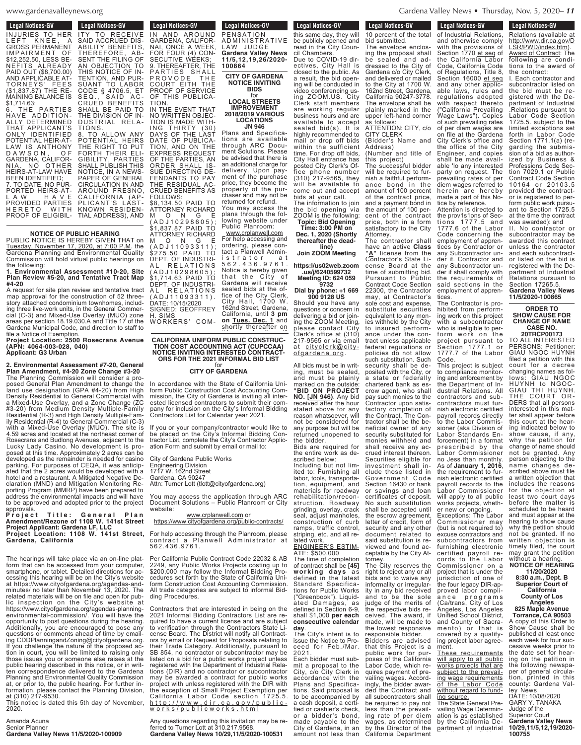INJURIES TO HER LEFT KNEE, A GROSS PERMANENT IMPAIRMENT OF $12,252.50, LESS BENEFITS ALREADY PAID OUT ($8,700.00) AND APPLICABLE ATTORNEYS' FEES ($1,837.87) THE REMAINING BALANCE IS $1,714.63;

6. THE PARTIES HAVE ADDITIONALLY DETERMINED THAT APPLICANT'S ONLY IDENTIFIED POTENTIAL HEIR-AT-LAW IS ANTHONY DAWSON, OF GARDENA, CALIFORNIA. NO OTHER HEIRS-AT-LAW HAVE BEEN IDENTIFIED;

7. TO DATE, NO PURPORTED HEIRS-AT-LAW HAVE PROVIDED PARTIES HERETO WITH PROOF OF ELIGIBILITY TO RECEIVE SAID ACCRUED DISABILITY BENEFITS, THEREFORE, ABSENT THE FILING OF AN OBJECTION TO THIS NOTICE OF INTENTION, AND PURSUANT TO LABOR CODE § 4706.5, ET SEQ., SAID ACCRUED BENEFITS SHALL BE PAID TO THE DIVISION OF INDUSTRIAL RELATIONS.

8. TO ALLOW ANY POTENTIAL HEIRS THE RIGHT TO PUT FORTH THEIR ELIGIBILITY, PARTIES SHALL PUBLISH THIS NOTICE, IN A NEWSPAPER OF GENERAL CIRCULATION IN AND AROUND FRESNO, CALIFORNIA (APPLICANT'S LAST-KNOWN RESIDENTIAL ADDRESS), AND IN AND AROUND GARDENA, CALIFORNAI, ONCE A WEEK, FOR FOUR (4) CONSECUTIVE WEEKS;

9. THEREAFTER, THE PARTIES SHALL PROVODE THE COURT EITH THE PROOF OF SERVICE OF THIS PUBLICATION.

IN THE EVENT THAT NO WRITTEN OBJECTION IS MADE WITHING THIRTY (30) DAYS OF THE LAST DATE OF PUBLICATION, AND ON THE EXPRESS REQUEST OF THE PARTIES, AN ORDER SHALL ISSUE DIRECTING DEFENDANTS TO PAY THE RESIDUAL ACCRUED BENEFITS AS FOLLOWS:

$8,134.50 PAID TO ATTORNEY RICHARD MONGE (ADJ10298605);
$1,837.87 PAID TO ATTORNEY RICHARD MONGE (ADJ11093311);
$275.50 PAID TO DEPT. OF INDUSTRIAL RELATIONS (ADJ10298605);
$1,714.63 PAID TO DEPT. OF INDUSTRIAL RELATIONS (ADJ11093311).

DATE: 10/15/2020
SIGNED: GEOFFREY H. SIMS
WORKERS' COMPENSATION ADMINISTRATIVE LAW JUDGE

**Gardena Valley News 11/5,12,19,26/2020-100864**

---

## NOTICE OF PUBLIC HEARING

PUBLIC NOTICE IS HEREBY GIVEN THAT on Tuesday, November 17, 2020, at 7:00 P.M. the Gardena Planning and Environmental Quality Commission will hold virtual public hearings on the following:

**1. Environmental Assessment #10-20, Site Plan Review #5-20, and Tentative Tract Map #4-20**

A request for site plan review and tentative tract map approval for the construction of 52 three-story attached condominium townhomes, including three live-work units, in the General Commercial (C-3) and Mixed-Use Overlay (MUO) zone areas per section 18.19.030.A and Title 17 of the Gardena Municipal Code, and direction to staff to file a Notice of Exemption.

**Project Location: 2500 Rosecrans Avenue (APN: 4064-003-028, 040)**
**Applicant: G3 Urban**

**2. Environmental Assessment #7-20, General Plan Amendment, #4-20 Zone Change #3-20**

The Planning Commission will consider a proposed General Plan Amendment to change the land use designation (GPA #4-20) from High Density Residential to General Commercial with a Mixed-Use Overlay, and a Zone Change (ZC #3-20) from Medium Density Multiple-Family Residential (R-3) and High Density Multiple-Family Residential (R-4) to General Commercial (C-3) with a Mixed-Use Overlay (MUO). The site is 4.59 acres and located at the northeast corner of Rosecrans and Budlong Avenues, adjacent to the Lucky Lady Casino. No development is proposed at this time. Approximately 2 acres can be developed as the remainder is needed for casino parking. For purposes of CEQA, it was anticipated that the 2 acres would be developed with a hotel and a restaurant. A Mitigated Negative Declaration (MND) and Mitigation Monitoring Reporting Program (MMRP) have been prepared to address the environmental impacts and will have to be approved and adopted prior to the project approvals.

**Project Title: General Plan Amendment/Rezone of 1108 W. 141st Street**
**Project Applicant: Gardena LF, LLC**
**Project Location: 1108 W. 141st Street, Gardena, California**

The hearings will take place via an on-line platform that can be accessed from your computer, smartphone, or tablet. Detailed directions for accessing this hearing will be on the City's website at https://www.cityofgardena.org/agendas-and-minutes/ no later than November 13, 2020. The related materials will be on file and open for public inspection on the City's website at https://www.cityofgardena.org/agendas-planning-environmental-commission/. You will have the opportunity to post questions during the hearing. Additionally, you are encouraged to pose any questions or comments ahead of time by emailing CDDPlanningandZoning@cityofgardena.org. If you challenge the nature of the proposed action in court, you will be limited to raising only those issues you or someone else raises at the public hearing described in this notice, or in written correspondence delivered to the Gardena Planning and Environmental Quality Commission at, or prior to, the public hearing. For further information, please contact the Planning Division, at (310) 217-9530.

This notice is dated this 5th day of November, 2020.

Amanda Acuna
Senior Planner
**Gardena Valley News 11/5/2020-100909**

---

## CITY OF GARDENA NOTICE INVITING BIDS
for
## LOCAL STREETS IMPROVEMENT 2018/2019 VARIOUS LOCATIONS JN 946

Plans and Specifications are available through ARC Document Solutions. Please be advised that there is an additional charge for delivery. Upon payment of the purchase price, they become the property of the purchaser and may not be returned for refund.

You may access the plans through the following website under Public Planroom:

www.crplanwell.com

For help accessing and ordering, please contact a Planwell Administrator at 562.436.9761.

Notice is hereby given that the City of Gardena will receive sealed bids at the office of the City Clerk, City Hall, 1700 W. 162nd Street, Gardena, California, until **3 pm on Tues. Dec. 1** and shortly thereafter on this same day, they will be publicly opened and read in the City Council Chambers.

Due to COVID-19 directives, City Hall is closed to the public. As a result, the bid opening will be conducted in video conferencing using ZOOM.US. City Clerk staff members are working regular business hours and are available to accept sealed bid(s). It is highly recommended to mail or drop off bids within the sufficient time. For drop off bids, City Hall entrance has posted City Clerk's Office phone number (310) 217-9565, we will be available to come out and accept bids at your call.

The information to join the bid opening via ZOOM is the following:

**Topic: Bid Opening**
**Time: 3:00 PM on Dec. 1, 2020 (Shortly thereafter the deadline)**
**Join ZOOM Meeting**

**https://us02web.zoom.us/j/6240599732**
**Meeting ID: 624 059 9732**
**Dial by phone: +1 669 900 9128 US**

Should you have any questions or concern in delivering a bid or joining the ZOOM Meeting, please contact City Clerk's office at (310) 217-9565 or via email at cityclerk@cityofgardena.org.

All bids must be in writing, must be sealed, and must be plainly marked on the outside: "**BID ON PROJECT NO. [JN 946]**". Any bid received after the hour stated above for any reason whatsoever, will not be considered for any purpose but will be returned unopened to the bidder.

Bids are required for the entire work as described below:

Including but not limited to: Furnishing all labor, tools, transportation, equipment, and materials for roadway rehabilitation/reconstruction. Roadway grinding, overlay, crack seal, adjust manholes, construction of curb ramps, traffic control, striping, etc. and all related work.

ENGINEER'S ESTIMATE: $500,000

The time of completion of contract shall be **[45] working days** as defined in the latest Standard Specifications for Public Works ("Greenbook"). Liquidated Damages, as defined in Section 6-9, shall $1,000 **per each consecutive calendar day**.

The City's intent is to issue the Notice to Proceed for Feb./Mar. 2021.

Each bidder must submit a proposal to the City, c/o City Clerk in accordance with the Plans and Specifications. Said proposal is to be accompanied by a cash deposit, a certified or cashier's check, or a bidder's bond, made payable to the City of Gardena, in an amount not less than 10 percent of the total bid submitted.

The envelope enclosing the proposal shall be sealed and addressed to the City of Gardena c/o City Clerk, and delivered or mailed to the City at 1700 W. 162nd Street, Gardena, California 90247-3778. The envelope shall be plainly marked in the upper left-hand corner as follows:

ATTENTION: CITY, c/o CITY CLERK
(Bidder's Name and Address)
(Number and title of this project)

The successful bidder will be required to furnish a faithful performance bond in the amount of 100 percent of the contract price, and a payment bond in the amount of 100 percent of the contract price, both in a form satisfactory to the City Attorney.

The contractor shall have an active **Class "A"** license from the Contractor's State License Board at the time of submitting bid. Pursuant to Public Contract Code Section 22300, the Contractor may, at Contractor's sole cost and expense, substitute securities equivalent to any monies withheld by the City to insured performance under the contract unless applicable federal regulations or policies do not allow such substitution. Such security shall be deposited with the City, or a state or federally chartered bank as escrow agent, who shall pay such monies to the Contractor upon satisfactory completion of the Contract. The Contractor shall be the beneficial owner of any security substituted for monies withheld and shall receive any accrued interest thereon. Securities eligible for investment shall include those listed in Government Code Section 16430 or bank or savings and loan certificates of deposit. No such substitution shall be accepted until the escrow agreement, letter of credit, form of security and any other document related to said substitution is reviewed and found acceptable by the City Attorney.

The City reserves the right to reject any or all bids and to waive any informality or irregularity in any bid received and to be the sole judge of the merits of the respective bids received. The award, if made, will be made to the lowest responsive responsible bidder.

Bidders are advised that this Project is a public work for purposes of the California Labor Code, which requires payment of prevailing wages. Accordingly, the bidder awarded the Contract and all subcontractors shall be required to pay not less than the prevailing rate of per diem wages, as determined by the Director of the California Department of Industrial Relations, and otherwise comply with the provisions of Section 1770 et seq of the California Labor Code, California Code of Regulations, Title 8, Section 16000 et seq and any other applicable laws, rules and regulations adopted with respect thereto ("California Prevailing Wage Laws"). Copies of such prevailing rates of per diem wages are on file at the Gardena City Clerk's office and the office of the City Engineer, and copies shall be made available 'lo any interested party on request. The prevailing rates of per diem wages referred to herein are hereby made a part of this Notice by reference.

Attention is directed to the provisions of Sections 1777.5 and 1777.6 of the Labor Code concerning the employment of apprentices by Contractor or any Subcontractor under it. Contractor and any Subcontractor under if shall comply with the requirements of said sections in the employment of apprentices.

The Contractor is prohibited from performing work on this project with a subcontractor who is ineligible to perform work on the project pursuant to Section 1777.1 or 1777.7 of the Labor Code.

This project is subject to compliance monitoring and enforcement by the Department of Industrial Relations. All contractors and subcontractors must furnish electronic certified payroll records directly to the Labor Commissioner (aka Division of Labor Standards Enforcement) in a format prescribed by the Labor Commissioner no Jess than monthly. As of **January 1, 2016**, the requirement to furnish electronic certified payroll records to the Labor Commissioner will apply to all public works projects, whether new or ongoing.

Exceptions: The Labor Commissioner may (but is not required to) excuse contractors and subcontractors from furnishing electronic certified payroll records to the Labor Commissioner on a project that is under the jurisdiction of one of the four legacy DIR-approved labor compliance programs (Ca/trans, City of Los Angeles, Los Angeles Unified School District, and County of Sacramento) or that is covered by a qualifying project labor agreement.

These requirements will apply to all public works projects that are subject to the prevailing wage requirements of the Labor Code without regard to funding source.

The State General Prevailing Wage Determination is as established by the California Department of Industrial Relations (available at http://www.dir.ca.gov/DLSR/PWD/index.htm).

Award of Contract: The following are conditions to the award of the contract:

I. Each contractor and subcontractor listed on the bid must be registered with the Department of Industrial .Relations pursuant to Labor Code Section 1725.5. subject to the limited exceptions set forth in Labor Code Section 1771.1(a) (regarding the submission of a bid as authorized by Business & Professions Code Section 7029.1 or Public Contract Code Section 10164 or 20103.5 provided the contractor is registered to perform public work pursuant to Section 1725.5 at the time the contract was awarded); and

II. No contractor or subcontractor may be awarded this contract unless the contractor and each subcontractor listed on the bid is registered with the Department of Industrial Relations pursuant to Section 1725.5.

**Gardena Valley News 11/5/2020-100865**

---

## CALIFORNIA UNIFORM PUBLIC CONSTRUCTION COST ACCOUNTING ACT (CUPCCAA) NOTICE INVITING INTERESTED CONTRACTORS FOR THE 2021 INFORMAL BID LIST
for
## CITY OF GARDENA

In accordance with the State of California Uniform Public Construction Cost Accounting Commission, the City of Gardena is inviting all interested licensed contractors to submit their company for inclusion on the City's Informal Bidding Contractors List for Calendar year 2021.

If you or your company/contractor would like to be placed on the City's Informal Bidding Contractor List, complete the City's Contractor Application Form and submit by email or mail to:

City of Gardena Public Works
Engineering Division
1717 W. 162nd Street
Gardena, CA 90247
Attn: Turner Lott (tlott@cityofgardena.org)

You may access the application through ARC Document Solutions – Public Planroom or City website:

www.crplanwell.com or
https://www.cityofgardena.org/public-contracts/

For help accessing through the Planroom, please contract a Planwell Administrator at 562.436.9761.

Per California Public Contract Code 22032 & AB 2249, any Public Works Projects costing up to $200,000 may follow the Informal Bidding Procedures set forth by the State of California Uniform Construction Cost Accounting Commission. All trade categories are subject to informal Bidding Procedures.

Contractors that are interested in being on the 2021 Informal Bidding Contractors List are required to have a current license and are subject to verification through the Contractors State License Board. The District will notify all Contractors by email or Request for Proposals relating to their Trade Category. Additionally, pursuant to SB 854, no contractor or subcontractor may be listed on a bid for a public works project unless registered with the Department of Industrial Relations (DIR) and no contractor or subcontractor may be awarded a contract for public works project with unless registered with the DIR with the exception of Small Project Exemption per California Labor Code section 1725.5. http://www.dir.ca.gov/public-works/publicworks.html

Any questions regarding this invitation may be referred to Turner Lott at 310.217.9568.

**Gardena Valley News 10/29,11/5/2020-100531**

---

## ORDER TO SHOW CAUSE FOR CHANGE OF NAME CASE NO. 20TRCP00173

TO ALL INTERESTED PERSONS: Petitioner: GIAU NGOC HUYNH filed a petition with this court for a decree changing names as follows: GIAU NGOC HUYNH to NGOC-GIAU THI HUYNH. THE COURT ORDERS that all persons interested in this matter shall appear before this court at the hearing indicated below to show cause, if any, why the petition for change of name should not be granted. Any person objecting to the name changes described above must file a written objection that includes the reasons for the objection at least two court days before the matter is scheduled to be heard and must appear at the hearing to show cause why the petition should not be granted. If no written objection is timely filed, the court may grant the petition without a hearing.

**NOTICE OF HEARING**
**11/20/2020**
**8:30 a.m., Dept. B**
**Superior Court of California**
**County of Los Angeles**
**825 Maple Avenue**
**Torrance, CA 90503**

A copy of this Order to Show Cause shall be published at least once each week for four successive weeks prior to the date set for hearing on the petition in the following newspaper of general circulation, printed in this county: Gardena Valley News

DATE: 10/08/2020
GARY Y. TANAKA
Judge of the Superior Court

**Gardena Valley News 10/29,11/5,12,19/2020-100755**